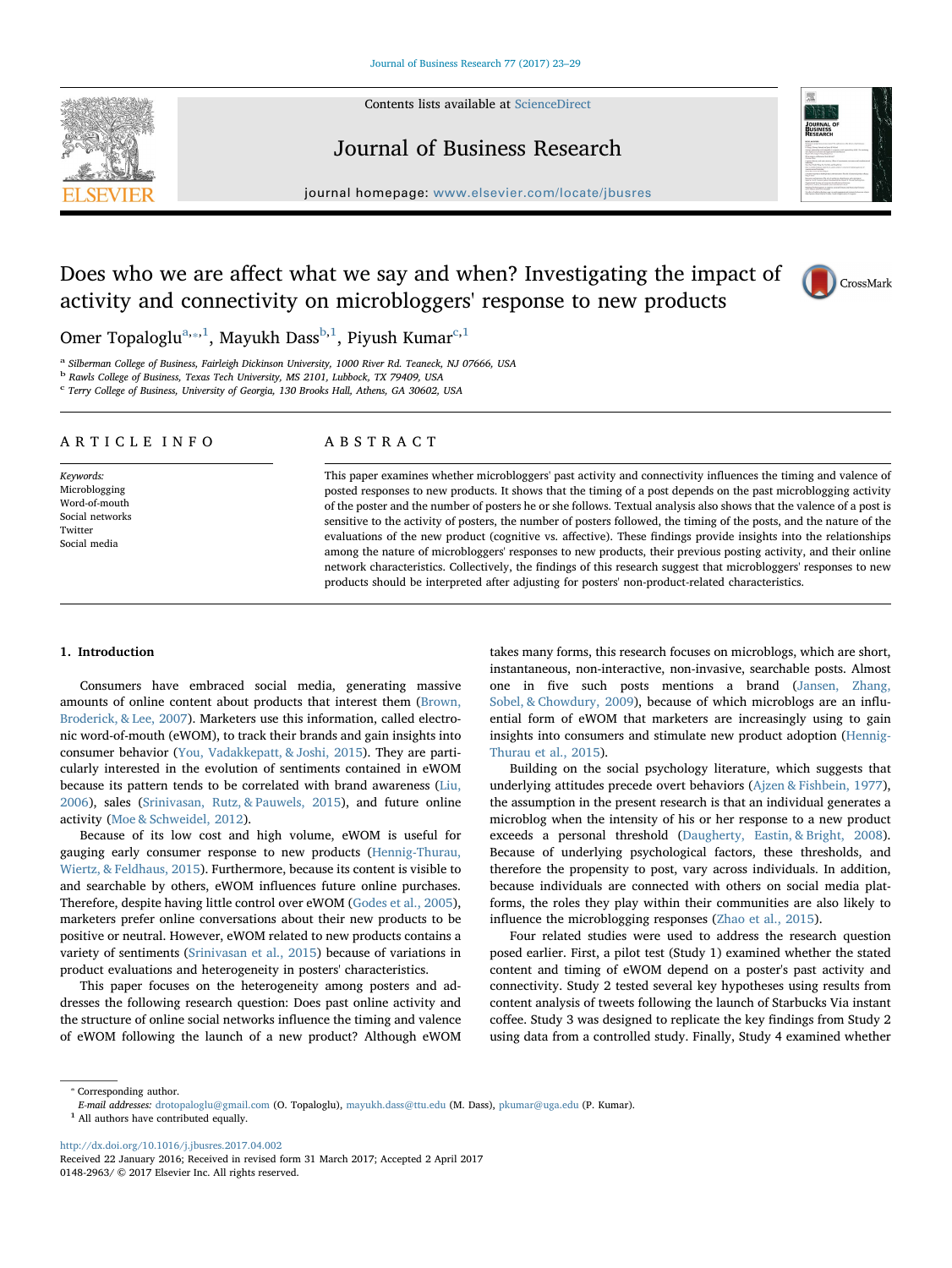# Does who we are affect what we say and when? Investigating the impact of activity and connectivity on microbloggers' response to new products

Omer Topaloglu[a,*,1], Mayukh Dass[b,1], Piyush Kumar[c,1]

[a] Silberman College of Business, Fairleigh Dickinson University, 1000 River Rd. Teaneck, NJ 07666, USA
[b] Rawls College of Business, Texas Tech University, MS 2101, Lubbock, TX 79409, USA
[c] Terry College of Business, University of Georgia, 130 Brooks Hall, Athens, GA 30602, USA

## ARTICLE INFO

*Keywords:*
Microblogging
Word-of-mouth
Social networks
Twitter
Social media

## ABSTRACT

This paper examines whether microbloggers' past activity and connectivity influences the timing and valence of posted responses to new products. It shows that the timing of a post depends on the past microblogging activity of the poster and the number of posters he or she follows. Textual analysis also shows that the valence of a post is sensitive to the activity of posters, the number of posters followed, the timing of the posts, and the nature of the evaluations of the new product (cognitive vs. affective). These findings provide insights into the relationships among the nature of microbloggers' responses to new products, their previous posting activity, and their online network characteristics. Collectively, the findings of this research suggest that microbloggers' responses to new products should be interpreted after adjusting for posters' non-product-related characteristics.

## 1. Introduction

Consumers have embraced social media, generating massive amounts of online content about products that interest them (Brown, Broderick, & Lee, 2007). Marketers use this information, called electronic word-of-mouth (eWOM), to track their brands and gain insights into consumer behavior (You, Vadakkepatt, & Joshi, 2015). They are particularly interested in the evolution of sentiments contained in eWOM because its pattern tends to be correlated with brand awareness (Liu, 2006), sales (Srinivasan, Rutz, & Pauwels, 2015), and future online activity (Moe & Schweidel, 2012).

Because of its low cost and high volume, eWOM is useful for gauging early consumer response to new products (Hennig-Thurau, Wiertz, & Feldhaus, 2015). Furthermore, because its content is visible to and searchable by others, eWOM influences future online purchases. Therefore, despite having little control over eWOM (Godes et al., 2005), marketers prefer online conversations about their new products to be positive or neutral. However, eWOM related to new products contains a variety of sentiments (Srinivasan et al., 2015) because of variations in product evaluations and heterogeneity in posters' characteristics.

This paper focuses on the heterogeneity among posters and addresses the following research question: Does past online activity and the structure of online social networks influence the timing and valence of eWOM following the launch of a new product? Although eWOM takes many forms, this research focuses on microblogs, which are short, instantaneous, non-interactive, non-invasive, searchable posts. Almost one in five such posts mentions a brand (Jansen, Zhang, Sobel, & Chowdury, 2009), because of which microblogs are an influential form of eWOM that marketers are increasingly using to gain insights into consumers and stimulate new product adoption (Hennig-Thurau et al., 2015).

Building on the social psychology literature, which suggests that underlying attitudes precede overt behaviors (Ajzen & Fishbein, 1977), the assumption in the present research is that an individual generates a microblog when the intensity of his or her response to a new product exceeds a personal threshold (Daugherty, Eastin, & Bright, 2008). Because of underlying psychological factors, these thresholds, and therefore the propensity to post, vary across individuals. In addition, because individuals are connected with others on social media platforms, the roles they play within their communities are also likely to influence the microblogging responses (Zhao et al., 2015).

Four related studies were used to address the research question posed earlier. First, a pilot test (Study 1) examined whether the stated content and timing of eWOM depend on a poster's past activity and connectivity. Study 2 tested several key hypotheses using results from content analysis of tweets following the launch of Starbucks Via instant coffee. Study 3 was designed to replicate the key findings from Study 2 using data from a controlled study. Finally, Study 4 examined whether

---

* Corresponding author.
*E-mail addresses:* drotopaloglu@gmail.com (O. Topaloglu), mayukh.dass@ttu.edu (M. Dass), pkumar@uga.edu (P. Kumar).
[1] All authors have contributed equally.

http://dx.doi.org/10.1016/j.jbusres.2017.04.002
Received 22 January 2016; Received in revised form 31 March 2017; Accepted 2 April 2017
0148-2963/ © 2017 Elsevier Inc. All rights reserved.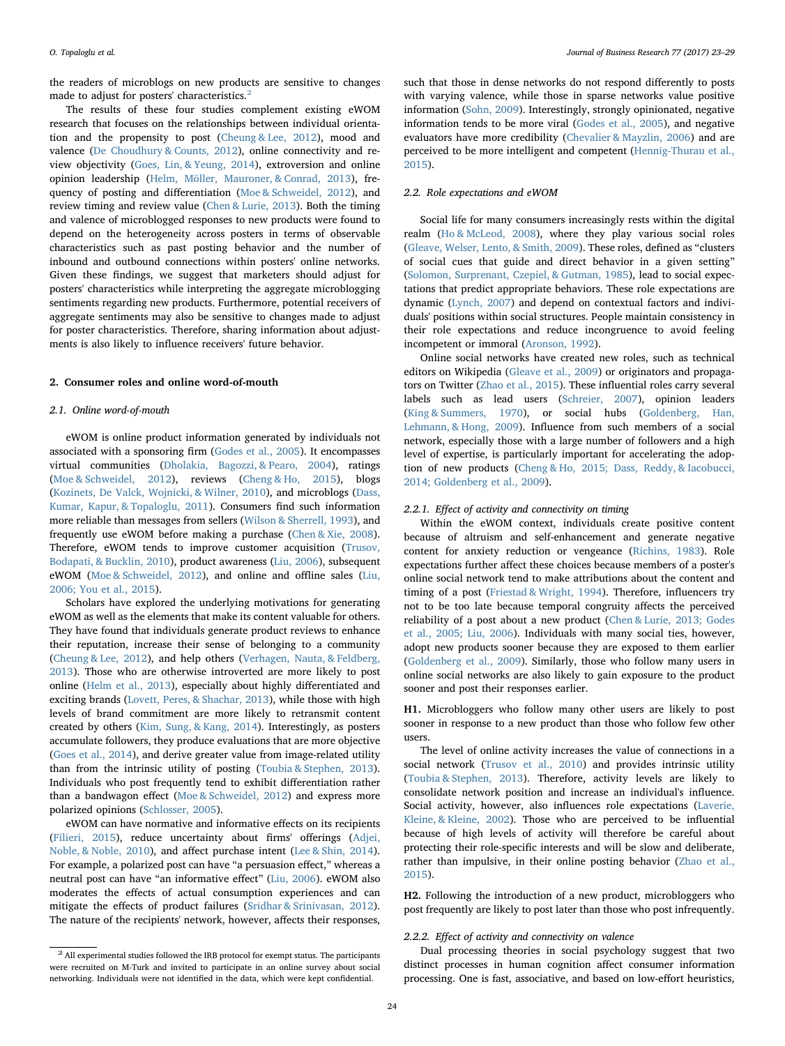the readers of microblogs on new products are sensitive to changes made to adjust for posters' characteristics.[2]

The results of these four studies complement existing eWOM research that focuses on the relationships between individual orientation and the propensity to post (Cheung & Lee, 2012), mood and valence (De Choudhury & Counts, 2012), online connectivity and review objectivity (Goes, Lin, & Yeung, 2014), extroversion and online opinion leadership (Helm, Möller, Mauroner, & Conrad, 2013), frequency of posting and differentiation (Moe & Schweidel, 2012), and review timing and review value (Chen & Lurie, 2013). Both the timing and valence of microblogged responses to new products were found to depend on the heterogeneity across posters in terms of observable characteristics such as past posting behavior and the number of inbound and outbound connections within posters' online networks. Given these findings, we suggest that marketers should adjust for posters' characteristics while interpreting the aggregate microblogging sentiments regarding new products. Furthermore, potential receivers of aggregate sentiments may also be sensitive to changes made to adjust for poster characteristics. Therefore, sharing information about adjustments is also likely to influence receivers' future behavior.

## 2. Consumer roles and online word-of-mouth

### 2.1. Online word-of-mouth

eWOM is online product information generated by individuals not associated with a sponsoring firm (Godes et al., 2005). It encompasses virtual communities (Dholakia, Bagozzi, & Pearo, 2004), ratings (Moe & Schweidel, 2012), reviews (Cheng & Ho, 2015), blogs (Kozinets, De Valck, Wojnicki, & Wilner, 2010), and microblogs (Dass, Kumar, Kapur, & Topaloglu, 2011). Consumers find such information more reliable than messages from sellers (Wilson & Sherrell, 1993), and frequently use eWOM before making a purchase (Chen & Xie, 2008). Therefore, eWOM tends to improve customer acquisition (Trusov, Bodapati, & Bucklin, 2010), product awareness (Liu, 2006), subsequent eWOM (Moe & Schweidel, 2012), and online and offline sales (Liu, 2006; You et al., 2015).

Scholars have explored the underlying motivations for generating eWOM as well as the elements that make its content valuable for others. They have found that individuals generate product reviews to enhance their reputation, increase their sense of belonging to a community (Cheung & Lee, 2012), and help others (Verhagen, Nauta, & Feldberg, 2013). Those who are otherwise introverted are more likely to post online (Helm et al., 2013), especially about highly differentiated and exciting brands (Lovett, Peres, & Shachar, 2013), while those with high levels of brand commitment are more likely to retransmit content created by others (Kim, Sung, & Kang, 2014). Interestingly, as posters accumulate followers, they produce evaluations that are more objective (Goes et al., 2014), and derive greater value from image-related utility than from the intrinsic utility of posting (Toubia & Stephen, 2013). Individuals who post frequently tend to exhibit differentiation rather than a bandwagon effect (Moe & Schweidel, 2012) and express more polarized opinions (Schlosser, 2005).

eWOM can have normative and informative effects on its recipients (Filieri, 2015), reduce uncertainty about firms' offerings (Adjei, Noble, & Noble, 2010), and affect purchase intent (Lee & Shin, 2014). For example, a polarized post can have "a persuasion effect," whereas a neutral post can have "an informative effect" (Liu, 2006). eWOM also moderates the effects of actual consumption experiences and can mitigate the effects of product failures (Sridhar & Srinivasan, 2012). The nature of the recipients' network, however, affects their responses, such that those in dense networks do not respond differently to posts with varying valence, while those in sparse networks value positive information (Sohn, 2009). Interestingly, strongly opinionated, negative information tends to be more viral (Godes et al., 2005), and negative evaluators have more credibility (Chevalier & Mayzlin, 2006) and are perceived to be more intelligent and competent (Hennig-Thurau et al., 2015).

### 2.2. Role expectations and eWOM

Social life for many consumers increasingly rests within the digital realm (Ho & McLeod, 2008), where they play various social roles (Gleave, Welser, Lento, & Smith, 2009). These roles, defined as "clusters of social cues that guide and direct behavior in a given setting" (Solomon, Surprenant, Czepiel, & Gutman, 1985), lead to social expectations that predict appropriate behaviors. These role expectations are dynamic (Lynch, 2007) and depend on contextual factors and individuals' positions within social structures. People maintain consistency in their role expectations and reduce incongruence to avoid feeling incompetent or immoral (Aronson, 1992).

Online social networks have created new roles, such as technical editors on Wikipedia (Gleave et al., 2009) or originators and propagators on Twitter (Zhao et al., 2015). These influential roles carry several labels such as lead users (Schreier, 2007), opinion leaders (King & Summers, 1970), or social hubs (Goldenberg, Han, Lehmann, & Hong, 2009). Influence from such members of a social network, especially those with a large number of followers and a high level of expertise, is particularly important for accelerating the adoption of new products (Cheng & Ho, 2015; Dass, Reddy, & Iacobucci, 2014; Goldenberg et al., 2009).

#### 2.2.1. Effect of activity and connectivity on timing

Within the eWOM context, individuals create positive content because of altruism and self-enhancement and generate negative content for anxiety reduction or vengeance (Richins, 1983). Role expectations further affect these choices because members of a poster's online social network tend to make attributions about the content and timing of a post (Friestad & Wright, 1994). Therefore, influencers try not to be too late because temporal congruity affects the perceived reliability of a post about a new product (Chen & Lurie, 2013; Godes et al., 2005; Liu, 2006). Individuals with many social ties, however, adopt new products sooner because they are exposed to them earlier (Goldenberg et al., 2009). Similarly, those who follow many users in online social networks are also likely to gain exposure to the product sooner and post their responses earlier.

**H1.** Microbloggers who follow many other users are likely to post sooner in response to a new product than those who follow few other users.

The level of online activity increases the value of connections in a social network (Trusov et al., 2010) and provides intrinsic utility (Toubia & Stephen, 2013). Therefore, activity levels are likely to consolidate network position and increase an individual's influence. Social activity, however, also influences role expectations (Laverie, Kleine, & Kleine, 2002). Those who are perceived to be influential because of high levels of activity will therefore be careful about protecting their role-specific interests and will be slow and deliberate, rather than impulsive, in their online posting behavior (Zhao et al., 2015).

**H2.** Following the introduction of a new product, microbloggers who post frequently are likely to post later than those who post infrequently.

#### 2.2.2. Effect of activity and connectivity on valence

Dual processing theories in social psychology suggest that two distinct processes in human cognition affect consumer information processing. One is fast, associative, and based on low-effort heuristics,

[2] All experimental studies followed the IRB protocol for exempt status. The participants were recruited on M-Turk and invited to participate in an online survey about social networking. Individuals were not identified in the data, which were kept confidential.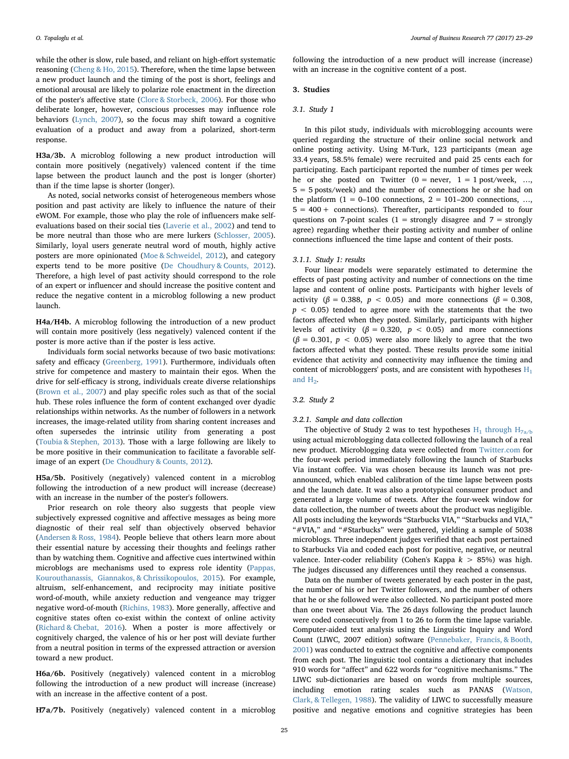while the other is slow, rule based, and reliant on high-effort systematic reasoning (Cheng & Ho, 2015). Therefore, when the time lapse between a new product launch and the timing of the post is short, feelings and emotional arousal are likely to polarize role enactment in the direction of the poster's affective state (Clore & Storbeck, 2006). For those who deliberate longer, however, conscious processes may influence role behaviors (Lynch, 2007), so the focus may shift toward a cognitive evaluation of a product and away from a polarized, short-term response.

**H3a/3b.** A microblog following a new product introduction will contain more positively (negatively) valenced content if the time lapse between the product launch and the post is longer (shorter) than if the time lapse is shorter (longer).

As noted, social networks consist of heterogeneous members whose position and past activity are likely to influence the nature of their eWOM. For example, those who play the role of influencers make self-evaluations based on their social ties (Laverie et al., 2002) and tend to be more neutral than those who are mere lurkers (Schlosser, 2005). Similarly, loyal users generate neutral word of mouth, highly active posters are more opinionated (Moe & Schweidel, 2012), and category experts tend to be more positive (De Choudhury & Counts, 2012). Therefore, a high level of past activity should correspond to the role of an expert or influencer and should increase the positive content and reduce the negative content in a microblog following a new product launch.

**H4a/H4b.** A microblog following the introduction of a new product will contain more positively (less negatively) valenced content if the poster is more active than if the poster is less active.

Individuals form social networks because of two basic motivations: safety and efficacy (Greenberg, 1991). Furthermore, individuals often strive for competence and mastery to maintain their egos. When the drive for self-efficacy is strong, individuals create diverse relationships (Brown et al., 2007) and play specific roles such as that of the social hub. These roles influence the form of content exchanged over dyadic relationships within networks. As the number of followers in a network increases, the image-related utility from sharing content increases and often supersedes the intrinsic utility from generating a post (Toubia & Stephen, 2013). Those with a large following are likely to be more positive in their communication to facilitate a favorable self-image of an expert (De Choudhury & Counts, 2012).

**H5a/5b.** Positively (negatively) valenced content in a microblog following the introduction of a new product will increase (decrease) with an increase in the number of the poster's followers.

Prior research on role theory also suggests that people view subjectively expressed cognitive and affective messages as being more diagnostic of their real self than objectively observed behavior (Andersen & Ross, 1984). People believe that others learn more about their essential nature by accessing their thoughts and feelings rather than by watching them. Cognitive and affective cues intertwined within microblogs are mechanisms used to express role identity (Pappas, Kourouthanassis, Giannakos, & Chrissikopoulos, 2015). For example, altruism, self-enhancement, and reciprocity may initiate positive word-of-mouth, while anxiety reduction and vengeance may trigger negative word-of-mouth (Richins, 1983). More generally, affective and cognitive states often co-exist within the context of online activity (Richard & Chebat, 2016). When a poster is more affectively or cognitively charged, the valence of his or her post will deviate further from a neutral position in terms of the expressed attraction or aversion toward a new product.

**H6a/6b.** Positively (negatively) valenced content in a microblog following the introduction of a new product will increase (increase) with an increase in the affective content of a post.

**H7a/7b.** Positively (negatively) valenced content in a microblog following the introduction of a new product will increase (increase) with an increase in the cognitive content of a post.

## 3. Studies

### 3.1. Study 1

In this pilot study, individuals with microblogging accounts were queried regarding the structure of their online social network and online posting activity. Using M-Turk, 123 participants (mean age 33.4 years, 58.5% female) were recruited and paid 25 cents each for participating. Each participant reported the number of times per week he or she posted on Twitter (0 = never, 1 = 1 post/week, …, 5 = 5 posts/week) and the number of connections he or she had on the platform (1 = 0–100 connections, 2 = 101–200 connections, …, 5 = 400 + connections). Thereafter, participants responded to four questions on 7-point scales (1 = strongly disagree and 7 = strongly agree) regarding whether their posting activity and number of online connections influenced the time lapse and content of their posts.

#### 3.1.1. Study 1: results

Four linear models were separately estimated to determine the effects of past posting activity and number of connections on the time lapse and content of online posts. Participants with higher levels of activity ($\beta = 0.388$, $p < 0.05$) and more connections ($\beta = 0.308$, $p < 0.05$) tended to agree more with the statements that the two factors affected when they posted. Similarly, participants with higher levels of activity ($\beta = 0.320$, $p < 0.05$) and more connections ($\beta = 0.301$, $p < 0.05$) were also more likely to agree that the two factors affected what they posted. These results provide some initial evidence that activity and connectivity may influence the timing and content of microbloggers' posts, and are consistent with hypotheses $H_1$ and $H_2$.

### 3.2. Study 2

#### 3.2.1. Sample and data collection

The objective of Study 2 was to test hypotheses $H_1$ through $H_{7a/b}$ using actual microblogging data collected following the launch of a real new product. Microblogging data were collected from Twitter.com for the four-week period immediately following the launch of Starbucks Via instant coffee. Via was chosen because its launch was not pre-announced, which enabled calibration of the time lapse between posts and the launch date. It was also a prototypical consumer product and generated a large volume of tweets. After the four-week window for data collection, the number of tweets about the product was negligible. All posts including the keywords "Starbucks VIA," "Starbucks and VIA," "#VIA," and "#Starbucks" were gathered, yielding a sample of 5038 microblogs. Three independent judges verified that each post pertained to Starbucks Via and coded each post for positive, negative, or neutral valence. Inter-coder reliability (Cohen's Kappa $k > 85\%$) was high. The judges discussed any differences until they reached a consensus.

Data on the number of tweets generated by each poster in the past, the number of his or her Twitter followers, and the number of others that he or she followed were also collected. No participant posted more than one tweet about Via. The 26 days following the product launch were coded consecutively from 1 to 26 to form the time lapse variable. Computer-aided text analysis using the Linguistic Inquiry and Word Count (LIWC, 2007 edition) software (Pennebaker, Francis, & Booth, 2001) was conducted to extract the cognitive and affective components from each post. The linguistic tool contains a dictionary that includes 910 words for "affect" and 622 words for "cognitive mechanisms." The LIWC sub-dictionaries are based on words from multiple sources, including emotion rating scales such as PANAS (Watson, Clark, & Tellegen, 1988). The validity of LIWC to successfully measure positive and negative emotions and cognitive strategies has been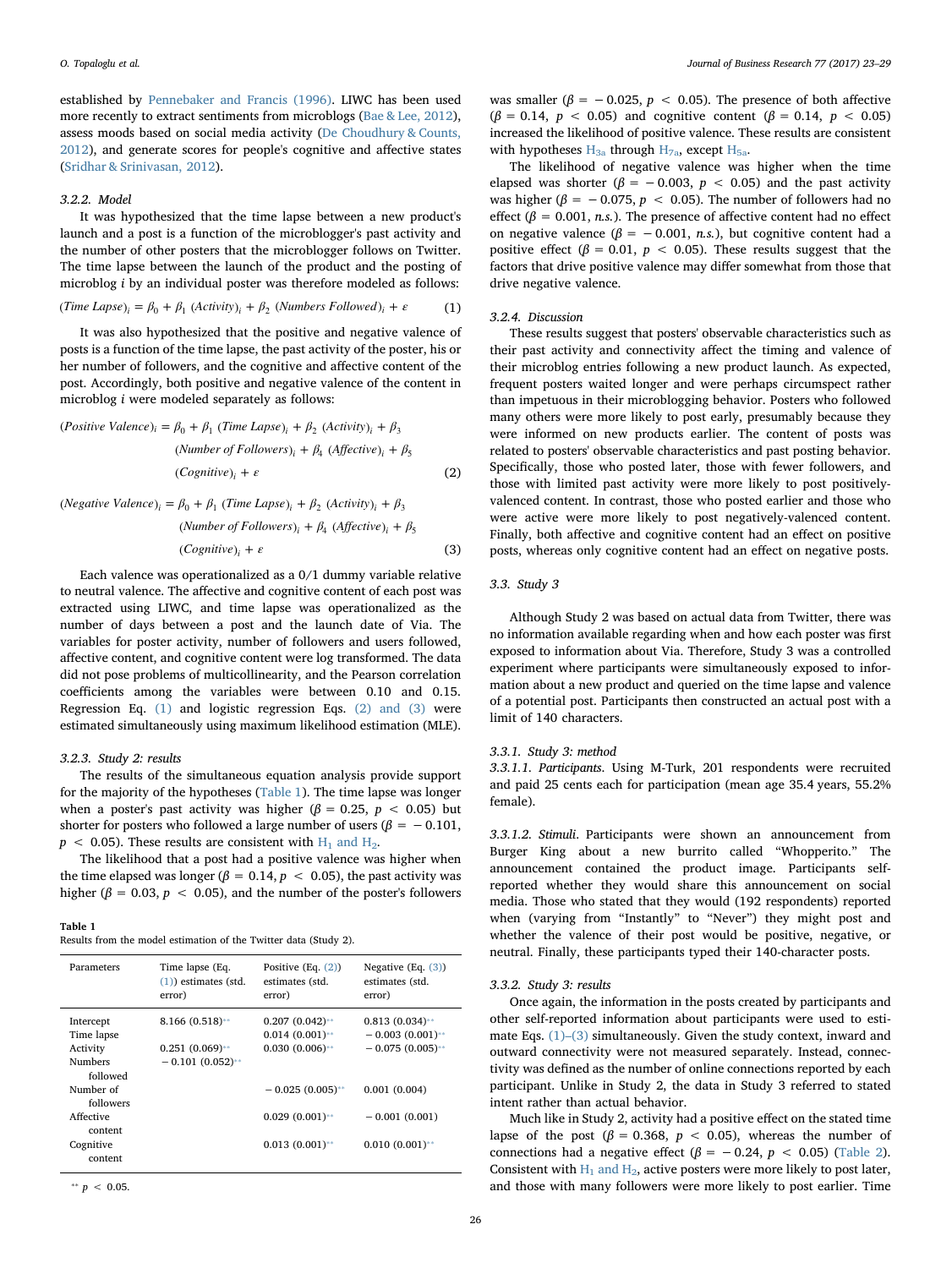established by Pennebaker and Francis (1996). LIWC has been used more recently to extract sentiments from microblogs (Bae & Lee, 2012), assess moods based on social media activity (De Choudhury & Counts, 2012), and generate scores for people's cognitive and affective states (Sridhar & Srinivasan, 2012).

#### 3.2.2. Model

It was hypothesized that the time lapse between a new product's launch and a post is a function of the microblogger's past activity and the number of other posters that the microblogger follows on Twitter. The time lapse between the launch of the product and the posting of microblog $i$ by an individual poster was therefore modeled as follows:

$$(Time\ Lapse)_i = \beta_0 + \beta_1\ (Activity)_i + \beta_2\ (Numbers\ Followed)_i + \varepsilon \quad (1)$$

It was also hypothesized that the positive and negative valence of posts is a function of the time lapse, the past activity of the poster, his or her number of followers, and the cognitive and affective content of the post. Accordingly, both positive and negative valence of the content in microblog $i$ were modeled separately as follows:

$$(Positive\ Valence)_i = \beta_0 + \beta_1\ (Time\ Lapse)_i + \beta_2\ (Activity)_i + \beta_3\ (Number\ of\ Followers)_i + \beta_4\ (Affective)_i + \beta_5\ (Cognitive)_i + \varepsilon \quad (2)$$

$$(Negative\ Valence)_i = \beta_0 + \beta_1\ (Time\ Lapse)_i + \beta_2\ (Activity)_i + \beta_3\ (Number\ of\ Followers)_i + \beta_4\ (Affective)_i + \beta_5\ (Cognitive)_i + \varepsilon \quad (3)$$

Each valence was operationalized as a 0/1 dummy variable relative to neutral valence. The affective and cognitive content of each post was extracted using LIWC, and time lapse was operationalized as the number of days between a post and the launch date of Via. The variables for poster activity, number of followers and users followed, affective content, and cognitive content were log transformed. The data did not pose problems of multicollinearity, and the Pearson correlation coefficients among the variables were between 0.10 and 0.15. Regression Eq. (1) and logistic regression Eqs. (2) and (3) were estimated simultaneously using maximum likelihood estimation (MLE).

#### 3.2.3. Study 2: results

The results of the simultaneous equation analysis provide support for the majority of the hypotheses (Table 1). The time lapse was longer when a poster's past activity was higher ($\beta = 0.25$, $p < 0.05$) but shorter for posters who followed a large number of users ($\beta = -0.101$, $p < 0.05$). These results are consistent with $H_1$ and $H_2$.

The likelihood that a post had a positive valence was higher when the time elapsed was longer ($\beta = 0.14$, $p < 0.05$), the past activity was higher ($\beta = 0.03$, $p < 0.05$), and the number of the poster's followers was smaller ($\beta = -0.025$, $p < 0.05$). The presence of both affective ($\beta = 0.14$, $p < 0.05$) and cognitive content ($\beta = 0.14$, $p < 0.05$) increased the likelihood of positive valence. These results are consistent with hypotheses $H_{3a}$ through $H_{7a}$, except $H_{5a}$.

The likelihood of negative valence was higher when the time elapsed was shorter ($\beta = -0.003$, $p < 0.05$) and the past activity was higher ($\beta = -0.075$, $p < 0.05$). The number of followers had no effect ($\beta = 0.001$, *n.s.*). The presence of affective content had no effect on negative valence ($\beta = -0.001$, *n.s.*), but cognitive content had a positive effect ($\beta = 0.01$, $p < 0.05$). These results suggest that the factors that drive positive valence may differ somewhat from those that drive negative valence.

**Table 1**
Results from the model estimation of the Twitter data (Study 2).

| Parameters | Time lapse (Eq. (1)) estimates (std. error) | Positive (Eq. (2)) estimates (std. error) | Negative (Eq. (3)) estimates (std. error) |
|---|---|---|---|
| Intercept | 8.166 (0.518)** | 0.207 (0.042)** | 0.813 (0.034)** |
| Time lapse | | 0.014 (0.001)** | −0.003 (0.001)** |
| Activity | 0.251 (0.069)** | 0.030 (0.006)** | −0.075 (0.005)** |
| Numbers followed | −0.101 (0.052)** | | |
| Number of followers | | −0.025 (0.005)** | 0.001 (0.004) |
| Affective content | | 0.029 (0.001)** | −0.001 (0.001) |
| Cognitive content | | 0.013 (0.001)** | 0.010 (0.001)** |

** $p < 0.05$.

#### 3.2.4. Discussion

These results suggest that posters' observable characteristics such as their past activity and connectivity affect the timing and valence of their microblog entries following a new product launch. As expected, frequent posters waited longer and were perhaps circumspect rather than impetuous in their microblogging behavior. Posters who followed many others were more likely to post early, presumably because they were informed on new products earlier. The content of posts was related to posters' observable characteristics and past posting behavior. Specifically, those who posted later, those with fewer followers, and those with limited past activity were more likely to post positively-valenced content. In contrast, those who posted earlier and those who were active were more likely to post negatively-valenced content. Finally, both affective and cognitive content had an effect on positive posts, whereas only cognitive content had an effect on negative posts.

### 3.3. Study 3

Although Study 2 was based on actual data from Twitter, there was no information available regarding when and how each poster was first exposed to information about Via. Therefore, Study 3 was a controlled experiment where participants were simultaneously exposed to information about a new product and queried on the time lapse and valence of a potential post. Participants then constructed an actual post with a limit of 140 characters.

#### 3.3.1. Study 3: method

*3.3.1.1. Participants.* Using M-Turk, 201 respondents were recruited and paid 25 cents each for participation (mean age 35.4 years, 55.2% female).

*3.3.1.2. Stimuli.* Participants were shown an announcement from Burger King about a new burrito called "Whopperito." The announcement contained the product image. Participants self-reported whether they would share this announcement on social media. Those who stated that they would (192 respondents) reported when (varying from "Instantly" to "Never") they might post and whether the valence of their post would be positive, negative, or neutral. Finally, these participants typed their 140-character posts.

#### 3.3.2. Study 3: results

Once again, the information in the posts created by participants and other self-reported information about participants were used to estimate Eqs. (1)–(3) simultaneously. Given the study context, inward and outward connectivity were not measured separately. Instead, connectivity was defined as the number of online connections reported by each participant. Unlike in Study 2, the data in Study 3 referred to stated intent rather than actual behavior.

Much like in Study 2, activity had a positive effect on the stated time lapse of the post ($\beta = 0.368$, $p < 0.05$), whereas the number of connections had a negative effect ($\beta = -0.24$, $p < 0.05$) (Table 2). Consistent with $H_1$ and $H_2$, active posters were more likely to post later, and those with many followers were more likely to post earlier. Time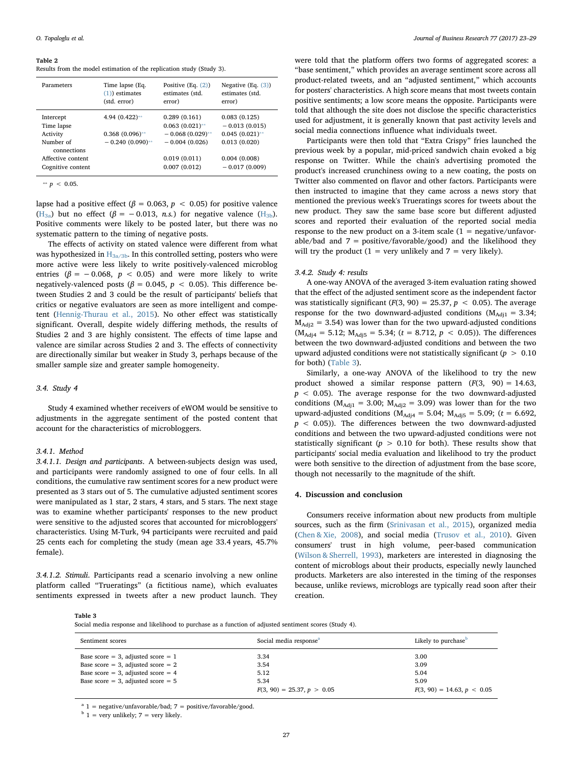**Table 2**
Results from the model estimation of the replication study (Study 3).

| Parameters | Time lapse (Eq. (1)) estimates (std. error) | Positive (Eq. (2)) estimates (std. error) | Negative (Eq. (3)) estimates (std. error) |
|---|---|---|---|
| Intercept | 4.94 (0.422)** | 0.289 (0.161) | 0.083 (0.125) |
| Time lapse | | 0.063 (0.021)** | − 0.013 (0.015) |
| Activity | 0.368 (0.096)** | − 0.068 (0.029)** | 0.045 (0.021)** |
| Number of connections | − 0.240 (0.090)** | − 0.004 (0.026) | 0.013 (0.020) |
| Affective content | | 0.019 (0.011) | 0.004 (0.008) |
| Cognitive content | | 0.007 (0.012) | − 0.017 (0.009) |

** $p < 0.05$.

lapse had a positive effect ($\beta = 0.063$, $p < 0.05$) for positive valence ($H_{3a}$) but no effect ($\beta = -0.013$, *n.s.*) for negative valence ($H_{3b}$). Positive comments were likely to be posted later, but there was no systematic pattern to the timing of negative posts.

The effects of activity on stated valence were different from what was hypothesized in $H_{3a/3b}$. In this controlled setting, posters who were more active were less likely to write positively-valenced microblog entries ($\beta = -0.068$, $p < 0.05$) and were more likely to write negatively-valenced posts ($\beta = 0.045$, $p < 0.05$). This difference between Studies 2 and 3 could be the result of participants' beliefs that critics or negative evaluators are seen as more intelligent and competent (Hennig-Thurau et al., 2015). No other effect was statistically significant. Overall, despite widely differing methods, the results of Studies 2 and 3 are highly consistent. The effects of time lapse and valence are similar across Studies 2 and 3. The effects of connectivity are directionally similar but weaker in Study 3, perhaps because of the smaller sample size and greater sample homogeneity.

### 3.4. Study 4

Study 4 examined whether receivers of eWOM would be sensitive to adjustments in the aggregate sentiment of the posted content that account for the characteristics of microbloggers.

#### 3.4.1. Method

*3.4.1.1. Design and participants*. A between-subjects design was used, and participants were randomly assigned to one of four cells. In all conditions, the cumulative raw sentiment scores for a new product were presented as 3 stars out of 5. The cumulative adjusted sentiment scores were manipulated as 1 star, 2 stars, 4 stars, and 5 stars. The next stage was to examine whether participants' responses to the new product were sensitive to the adjusted scores that accounted for microbloggers' characteristics. Using M-Turk, 94 participants were recruited and paid 25 cents each for completing the study (mean age 33.4 years, 45.7% female).

*3.4.1.2. Stimuli*. Participants read a scenario involving a new online platform called "Trueratings" (a fictitious name), which evaluates sentiments expressed in tweets after a new product launch. They were told that the platform offers two forms of aggregated scores: a "base sentiment," which provides an average sentiment score across all product-related tweets, and an "adjusted sentiment," which accounts for posters' characteristics. A high score means that most tweets contain positive sentiments; a low score means the opposite. Participants were told that although the site does not disclose the specific characteristics used for adjustment, it is generally known that past activity levels and social media connections influence what individuals tweet.

Participants were then told that "Extra Crispy" fries launched the previous week by a popular, mid-priced sandwich chain evoked a big response on Twitter. While the chain's advertising promoted the product's increased crunchiness owing to a new coating, the posts on Twitter also commented on flavor and other factors. Participants were then instructed to imagine that they came across a news story that mentioned the previous week's Trueratings scores for tweets about the new product. They saw the same base score but different adjusted scores and reported their evaluation of the reported social media response to the new product on a 3-item scale (1 = negative/unfavorable/bad and 7 = positive/favorable/good) and the likelihood they will try the product (1 = very unlikely and 7 = very likely).

#### 3.4.2. Study 4: results

A one-way ANOVA of the averaged 3-item evaluation rating showed that the effect of the adjusted sentiment score as the independent factor was statistically significant ($F(3, 90) = 25.37$, $p < 0.05$). The average response for the two downward-adjusted conditions ($M_{Adj1} = 3.34$; $M_{Adj2} = 3.54$) was lower than for the two upward-adjusted conditions ($M_{Adj4} = 5.12$; $M_{Adj5} = 5.34$; ($t = 8.712$, $p < 0.05$)). The differences between the two downward-adjusted conditions and between the two upward adjusted conditions were not statistically significant ($p > 0.10$ for both) (Table 3).

Similarly, a one-way ANOVA of the likelihood to try the new product showed a similar response pattern ($F(3, 90) = 14.63$, $p < 0.05$). The average response for the two downward-adjusted conditions ($M_{Adj1} = 3.00$; $M_{Adj2} = 3.09$) was lower than for the two upward-adjusted conditions ($M_{Adj4} = 5.04$; $M_{Adj5} = 5.09$; ($t = 6.692$, $p < 0.05$)). The differences between the two downward-adjusted conditions and between the two upward-adjusted conditions were not statistically significant ($p > 0.10$ for both). These results show that participants' social media evaluation and likelihood to try the product were both sensitive to the direction of adjustment from the base score, though not necessarily to the magnitude of the shift.

## 4. Discussion and conclusion

Consumers receive information about new products from multiple sources, such as the firm (Srinivasan et al., 2015), organized media (Chen & Xie, 2008), and social media (Trusov et al., 2010). Given consumers' trust in high volume, peer-based communication (Wilson & Sherrell, 1993), marketers are interested in diagnosing the content of microblogs about their products, especially newly launched products. Marketers are also interested in the timing of the responses because, unlike reviews, microblogs are typically read soon after their creation.

**Table 3**
Social media response and likelihood to purchase as a function of adjusted sentiment scores (Study 4).

| Sentiment scores | Social media response[a] | Likely to purchase[b] |
|---|---|---|
| Base score = 3, adjusted score = 1 | 3.34 | 3.00 |
| Base score = 3, adjusted score = 2 | 3.54 | 3.09 |
| Base score = 3, adjusted score = 4 | 5.12 | 5.04 |
| Base score = 3, adjusted score = 5 | 5.34 | 5.09 |
| | $F(3, 90) = 25.37$, $p > 0.05$ | $F(3, 90) = 14.63$, $p < 0.05$ |

[a] 1 = negative/unfavorable/bad; 7 = positive/favorable/good.
[b] 1 = very unlikely; 7 = very likely.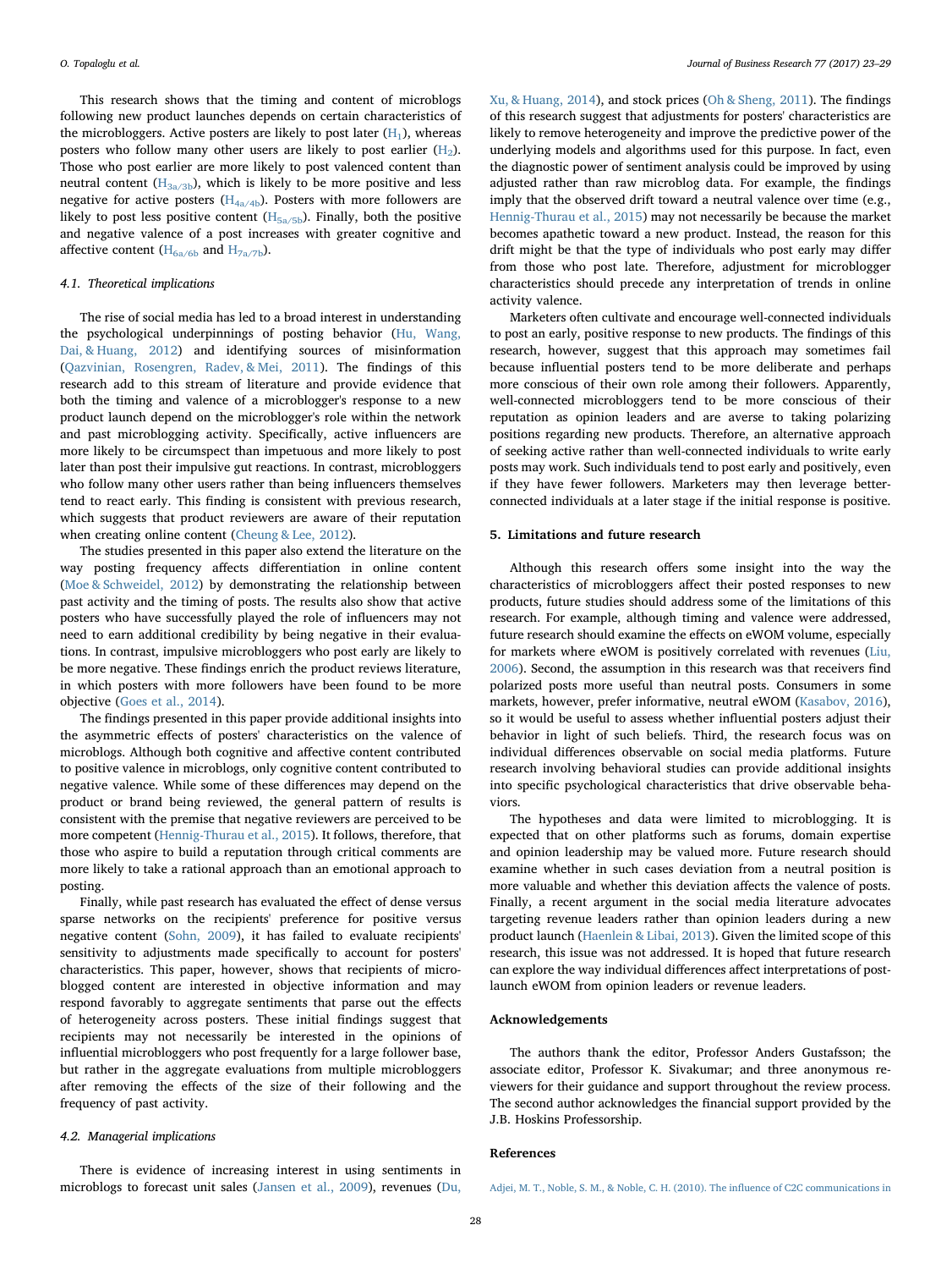This research shows that the timing and content of microblogs following new product launches depends on certain characteristics of the microbloggers. Active posters are likely to post later ($H_1$), whereas posters who follow many other users are likely to post earlier ($H_2$). Those who post earlier are more likely to post valenced content than neutral content ($H_{3a/3b}$), which is likely to be more positive and less negative for active posters ($H_{4a/4b}$). Posters with more followers are likely to post less positive content ($H_{5a/5b}$). Finally, both the positive and negative valence of a post increases with greater cognitive and affective content ($H_{6a/6b}$ and $H_{7a/7b}$).

### 4.1. Theoretical implications

The rise of social media has led to a broad interest in understanding the psychological underpinnings of posting behavior (Hu, Wang, Dai, & Huang, 2012) and identifying sources of misinformation (Qazvinian, Rosengren, Radev, & Mei, 2011). The findings of this research add to this stream of literature and provide evidence that both the timing and valence of a microblogger's response to a new product launch depend on the microblogger's role within the network and past microblogging activity. Specifically, active influencers are more likely to be circumspect than impetuous and more likely to post later than post their impulsive gut reactions. In contrast, microbloggers who follow many other users rather than being influencers themselves tend to react early. This finding is consistent with previous research, which suggests that product reviewers are aware of their reputation when creating online content (Cheung & Lee, 2012).

The studies presented in this paper also extend the literature on the way posting frequency affects differentiation in online content (Moe & Schweidel, 2012) by demonstrating the relationship between past activity and the timing of posts. The results also show that active posters who have successfully played the role of influencers may not need to earn additional credibility by being negative in their evaluations. In contrast, impulsive microbloggers who post early are likely to be more negative. These findings enrich the product reviews literature, in which posters with more followers have been found to be more objective (Goes et al., 2014).

The findings presented in this paper provide additional insights into the asymmetric effects of posters' characteristics on the valence of microblogs. Although both cognitive and affective content contributed to positive valence in microblogs, only cognitive content contributed to negative valence. While some of these differences may depend on the product or brand being reviewed, the general pattern of results is consistent with the premise that negative reviewers are perceived to be more competent (Hennig-Thurau et al., 2015). It follows, therefore, that those who aspire to build a reputation through critical comments are more likely to take a rational approach than an emotional approach to posting.

Finally, while past research has evaluated the effect of dense versus sparse networks on the recipients' preference for positive versus negative content (Sohn, 2009), it has failed to evaluate recipients' sensitivity to adjustments made specifically to account for posters' characteristics. This paper, however, shows that recipients of microblogged content are interested in objective information and may respond favorably to aggregate sentiments that parse out the effects of heterogeneity across posters. These initial findings suggest that recipients may not necessarily be interested in the opinions of influential microbloggers who post frequently for a large follower base, but rather in the aggregate evaluations from multiple microbloggers after removing the effects of the size of their following and the frequency of past activity.

### 4.2. Managerial implications

There is evidence of increasing interest in using sentiments in microblogs to forecast unit sales (Jansen et al., 2009), revenues (Du, Xu, & Huang, 2014), and stock prices (Oh & Sheng, 2011). The findings of this research suggest that adjustments for posters' characteristics are likely to remove heterogeneity and improve the predictive power of the underlying models and algorithms used for this purpose. In fact, even the diagnostic power of sentiment analysis could be improved by using adjusted rather than raw microblog data. For example, the findings imply that the observed drift toward a neutral valence over time (e.g., Hennig-Thurau et al., 2015) may not necessarily be because the market becomes apathetic toward a new product. Instead, the reason for this drift might be that the type of individuals who post early may differ from those who post late. Therefore, adjustment for microblogger characteristics should precede any interpretation of trends in online activity valence.

Marketers often cultivate and encourage well-connected individuals to post an early, positive response to new products. The findings of this research, however, suggest that this approach may sometimes fail because influential posters tend to be more deliberate and perhaps more conscious of their own role among their followers. Apparently, well-connected microbloggers tend to be more conscious of their reputation as opinion leaders and are averse to taking polarizing positions regarding new products. Therefore, an alternative approach of seeking active rather than well-connected individuals to write early posts may work. Such individuals tend to post early and positively, even if they have fewer followers. Marketers may then leverage better-connected individuals at a later stage if the initial response is positive.

## 5. Limitations and future research

Although this research offers some insight into the way the characteristics of microbloggers affect their posted responses to new products, future studies should address some of the limitations of this research. For example, although timing and valence were addressed, future research should examine the effects on eWOM volume, especially for markets where eWOM is positively correlated with revenues (Liu, 2006). Second, the assumption in this research was that receivers find polarized posts more useful than neutral posts. Consumers in some markets, however, prefer informative, neutral eWOM (Kasabov, 2016), so it would be useful to assess whether influential posters adjust their behavior in light of such beliefs. Third, the research focus was on individual differences observable on social media platforms. Future research involving behavioral studies can provide additional insights into specific psychological characteristics that drive observable behaviors.

The hypotheses and data were limited to microblogging. It is expected that on other platforms such as forums, domain expertise and opinion leadership may be valued more. Future research should examine whether in such cases deviation from a neutral position is more valuable and whether this deviation affects the valence of posts. Finally, a recent argument in the social media literature advocates targeting revenue leaders rather than opinion leaders during a new product launch (Haenlein & Libai, 2013). Given the limited scope of this research, this issue was not addressed. It is hoped that future research can explore the way individual differences affect interpretations of post-launch eWOM from opinion leaders or revenue leaders.

## Acknowledgements

The authors thank the editor, Professor Anders Gustafsson; the associate editor, Professor K. Sivakumar; and three anonymous reviewers for their guidance and support throughout the review process. The second author acknowledges the financial support provided by the J.B. Hoskins Professorship.

## References

Adjei, M. T., Noble, S. M., & Noble, C. H. (2010). The influence of C2C communications in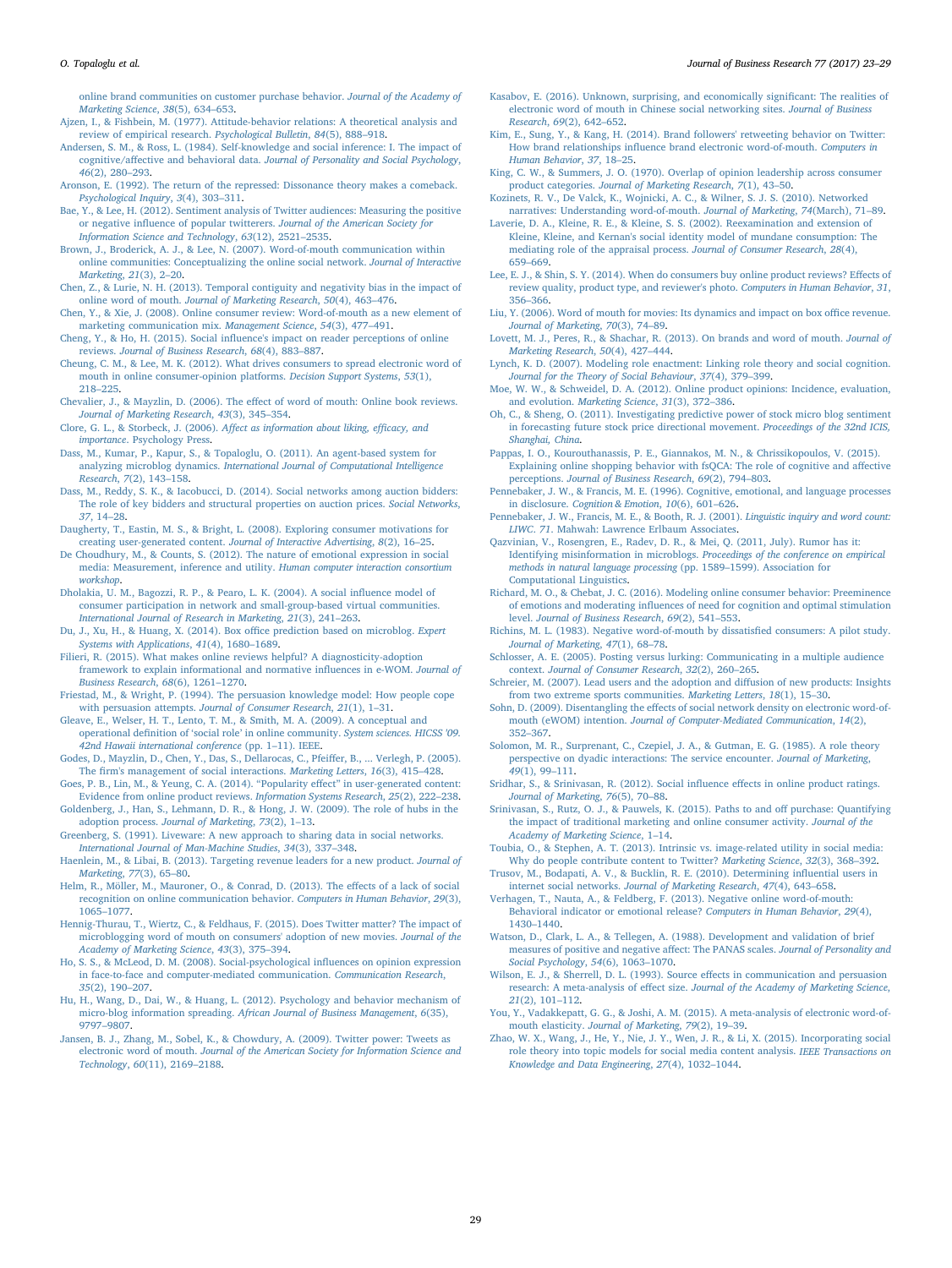online brand communities on customer purchase behavior. *Journal of the Academy of Marketing Science*, *38*(5), 634–653.

Ajzen, I., & Fishbein, M. (1977). Attitude-behavior relations: A theoretical analysis and review of empirical research. *Psychological Bulletin*, *84*(5), 888–918.

Andersen, S. M., & Ross, L. (1984). Self-knowledge and social inference: I. The impact of cognitive/affective and behavioral data. *Journal of Personality and Social Psychology*, *46*(2), 280–293.

Aronson, E. (1992). The return of the repressed: Dissonance theory makes a comeback. *Psychological Inquiry*, *3*(4), 303–311.

Bae, Y., & Lee, H. (2012). Sentiment analysis of Twitter audiences: Measuring the positive or negative influence of popular twitterers. *Journal of the American Society for Information Science and Technology*, *63*(12), 2521–2535.

Brown, J., Broderick, A. J., & Lee, N. (2007). Word-of-mouth communication within online communities: Conceptualizing the online social network. *Journal of Interactive Marketing*, *21*(3), 2–20.

Chen, Z., & Lurie, N. H. (2013). Temporal contiguity and negativity bias in the impact of online word of mouth. *Journal of Marketing Research*, *50*(4), 463–476.

Chen, Y., & Xie, J. (2008). Online consumer review: Word-of-mouth as a new element of marketing communication mix. *Management Science*, *54*(3), 477–491.

Cheng, Y., & Ho, H. (2015). Social influence's impact on reader perceptions of online reviews. *Journal of Business Research*, *68*(4), 883–887.

Cheung, C. M., & Lee, M. K. (2012). What drives consumers to spread electronic word of mouth in online consumer-opinion platforms. *Decision Support Systems*, *53*(1), 218–225.

Chevalier, J., & Mayzlin, D. (2006). The effect of word of mouth: Online book reviews. *Journal of Marketing Research*, *43*(3), 345–354.

Clore, G. L., & Storbeck, J. (2006). *Affect as information about liking, efficacy, and importance*. Psychology Press.

Dass, M., Kumar, P., Kapur, S., & Topaloglu, O. (2011). An agent-based system for analyzing microblog dynamics. *International Journal of Computational Intelligence Research*, *7*(2), 143–158.

Dass, M., Reddy, S. K., & Iacobucci, D. (2014). Social networks among auction bidders: The role of key bidders and structural properties on auction prices. *Social Networks*, *37*, 14–28.

Daugherty, T., Eastin, M. S., & Bright, L. (2008). Exploring consumer motivations for creating user-generated content. *Journal of Interactive Advertising*, *8*(2), 16–25.

De Choudhury, M., & Counts, S. (2012). The nature of emotional expression in social media: Measurement, inference and utility. *Human computer interaction consortium workshop*.

Dholakia, U. M., Bagozzi, R. P., & Pearo, L. K. (2004). A social influence model of consumer participation in network and small-group-based virtual communities. *International Journal of Research in Marketing*, *21*(3), 241–263.

Du, J., Xu, H., & Huang, X. (2014). Box office prediction based on microblog. *Expert Systems with Applications*, *41*(4), 1680–1689.

Filieri, R. (2015). What makes online reviews helpful? A diagnosticity-adoption framework to explain informational and normative influences in e-WOM. *Journal of Business Research*, *68*(6), 1261–1270.

Friestad, M., & Wright, P. (1994). The persuasion knowledge model: How people cope with persuasion attempts. *Journal of Consumer Research*, *21*(1), 1–31.

Gleave, E., Welser, H. T., Lento, T. M., & Smith, M. A. (2009). A conceptual and operational definition of 'social role' in online community. *System sciences. HICSS '09. 42nd Hawaii international conference* (pp. 1–11). IEEE.

Godes, D., Mayzlin, D., Chen, Y., Das, S., Dellarocas, C., Pfeiffer, B., ... Verlegh, P. (2005). The firm's management of social interactions. *Marketing Letters*, *16*(3), 415–428.

Goes, P. B., Lin, M., & Yeung, C. A. (2014). "Popularity effect" in user-generated content: Evidence from online product reviews. *Information Systems Research*, *25*(2), 222–238.

Goldenberg, J., Han, S., Lehmann, D. R., & Hong, J. W. (2009). The role of hubs in the adoption process. *Journal of Marketing*, *73*(2), 1–13.

Greenberg, S. (1991). Liveware: A new approach to sharing data in social networks. *International Journal of Man-Machine Studies*, *34*(3), 337–348.

Haenlein, M., & Libai, B. (2013). Targeting revenue leaders for a new product. *Journal of Marketing*, *77*(3), 65–80.

Helm, R., Möller, M., Mauroner, O., & Conrad, D. (2013). The effects of a lack of social recognition on online communication behavior. *Computers in Human Behavior*, *29*(3), 1065–1077.

Hennig-Thurau, T., Wiertz, C., & Feldhaus, F. (2015). Does Twitter matter? The impact of microblogging word of mouth on consumers' adoption of new movies. *Journal of the Academy of Marketing Science*, *43*(3), 375–394.

Ho, S. S., & McLeod, D. M. (2008). Social-psychological influences on opinion expression in face-to-face and computer-mediated communication. *Communication Research*, *35*(2), 190–207.

Hu, H., Wang, D., Dai, W., & Huang, L. (2012). Psychology and behavior mechanism of micro-blog information spreading. *African Journal of Business Management*, *6*(35), 9797–9807.

Jansen, B. J., Zhang, M., Sobel, K., & Chowdury, A. (2009). Twitter power: Tweets as electronic word of mouth. *Journal of the American Society for Information Science and Technology*, *60*(11), 2169–2188.

Kasabov, E. (2016). Unknown, surprising, and economically significant: The realities of electronic word of mouth in Chinese social networking sites. *Journal of Business Research*, *69*(2), 642–652.

Kim, E., Sung, Y., & Kang, H. (2014). Brand followers' retweeting behavior on Twitter: How brand relationships influence brand electronic word-of-mouth. *Computers in Human Behavior*, *37*, 18–25.

King, C. W., & Summers, J. O. (1970). Overlap of opinion leadership across consumer product categories. *Journal of Marketing Research*, *7*(1), 43–50.

Kozinets, R. V., De Valck, K., Wojnicki, A. C., & Wilner, S. J. S. (2010). Networked narratives: Understanding word-of-mouth. *Journal of Marketing*, *74*(March), 71–89.

Laverie, D. A., Kleine, R. E., & Kleine, S. S. (2002). Reexamination and extension of Kleine, Kleine, and Kernan's social identity model of mundane consumption: The mediating role of the appraisal process. *Journal of Consumer Research*, *28*(4), 659–669.

Lee, E. J., & Shin, S. Y. (2014). When do consumers buy online product reviews? Effects of review quality, product type, and reviewer's photo. *Computers in Human Behavior*, *31*, 356–366.

Liu, Y. (2006). Word of mouth for movies: Its dynamics and impact on box office revenue. *Journal of Marketing*, *70*(3), 74–89.

Lovett, M. J., Peres, R., & Shachar, R. (2013). On brands and word of mouth. *Journal of Marketing Research*, *50*(4), 427–444.

Lynch, K. D. (2007). Modeling role enactment: Linking role theory and social cognition. *Journal for the Theory of Social Behaviour*, *37*(4), 379–399.

Moe, W. W., & Schweidel, D. A. (2012). Online product opinions: Incidence, evaluation, and evolution. *Marketing Science*, *31*(3), 372–386.

Oh, C., & Sheng, O. (2011). Investigating predictive power of stock micro blog sentiment in forecasting future stock price directional movement. *Proceedings of the 32nd ICIS, Shanghai, China*.

Pappas, I. O., Kourouthanassis, P. E., Giannakos, M. N., & Chrissikopoulos, V. (2015). Explaining online shopping behavior with fsQCA: The role of cognitive and affective perceptions. *Journal of Business Research*, *69*(2), 794–803.

Pennebaker, J. W., & Francis, M. E. (1996). Cognitive, emotional, and language processes in disclosure. *Cognition & Emotion*, *10*(6), 601–626.

Pennebaker, J. W., Francis, M. E., & Booth, R. J. (2001). *Linguistic inquiry and word count: LIWC. 71*. Mahwah: Lawrence Erlbaum Associates.

Qazvinian, V., Rosengren, E., Radev, D. R., & Mei, Q. (2011, July). Rumor has it: Identifying misinformation in microblogs. *Proceedings of the conference on empirical methods in natural language processing* (pp. 1589–1599). Association for Computational Linguistics.

Richard, M. O., & Chebat, J. C. (2016). Modeling online consumer behavior: Preeminence of emotions and moderating influences of need for cognition and optimal stimulation level. *Journal of Business Research*, *69*(2), 541–553.

Richins, M. L. (1983). Negative word-of-mouth by dissatisfied consumers: A pilot study. *Journal of Marketing*, *47*(1), 68–78.

Schlosser, A. E. (2005). Posting versus lurking: Communicating in a multiple audience context. *Journal of Consumer Research*, *32*(2), 260–265.

Schreier, M. (2007). Lead users and the adoption and diffusion of new products: Insights from two extreme sports communities. *Marketing Letters*, *18*(1), 15–30.

Sohn, D. (2009). Disentangling the effects of social network density on electronic word-of-mouth (eWOM) intention. *Journal of Computer-Mediated Communication*, *14*(2), 352–367.

Solomon, M. R., Surprenant, C., Czepiel, J. A., & Gutman, E. G. (1985). A role theory perspective on dyadic interactions: The service encounter. *Journal of Marketing*, *49*(1), 99–111.

Sridhar, S., & Srinivasan, R. (2012). Social influence effects in online product ratings. *Journal of Marketing*, *76*(5), 70–88.

Srinivasan, S., Rutz, O. J., & Pauwels, K. (2015). Paths to and off purchase: Quantifying the impact of traditional marketing and online consumer activity. *Journal of the Academy of Marketing Science*, 1–14.

Toubia, O., & Stephen, A. T. (2013). Intrinsic vs. image-related utility in social media: Why do people contribute content to Twitter? *Marketing Science*, *32*(3), 368–392.

Trusov, M., Bodapati, A. V., & Bucklin, R. E. (2010). Determining influential users in internet social networks. *Journal of Marketing Research*, *47*(4), 643–658.

Verhagen, T., Nauta, A., & Feldberg, F. (2013). Negative online word-of-mouth: Behavioral indicator or emotional release? *Computers in Human Behavior*, *29*(4), 1430–1440.

Watson, D., Clark, L. A., & Tellegen, A. (1988). Development and validation of brief measures of positive and negative affect: The PANAS scales. *Journal of Personality and Social Psychology*, *54*(6), 1063–1070.

Wilson, E. J., & Sherrell, D. L. (1993). Source effects in communication and persuasion research: A meta-analysis of effect size. *Journal of the Academy of Marketing Science*, *21*(2), 101–112.

You, Y., Vadakkepatt, G. G., & Joshi, A. M. (2015). A meta-analysis of electronic word-of-mouth elasticity. *Journal of Marketing*, *79*(2), 19–39.

Zhao, W. X., Wang, J., He, Y., Nie, J. Y., Wen, J. R., & Li, X. (2015). Incorporating social role theory into topic models for social media content analysis. *IEEE Transactions on Knowledge and Data Engineering*, *27*(4), 1032–1044.